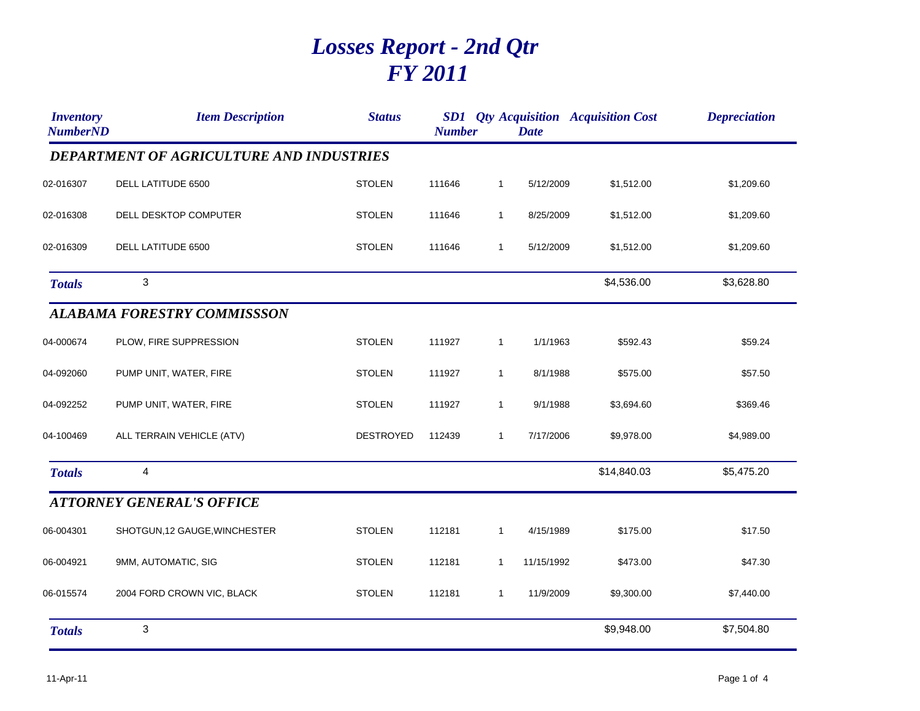# *Losses Report - 2nd Qtr*
# *FY 2011*

| Inventory NumberND | Item Description | Status | SD1 Number | Qty | Acquisition Date | Acquisition Cost | Depreciation |
|---|---|---|---|---|---|---|---|
| ***DEPARTMENT OF AGRICULTURE AND INDUSTRIES*** | | | | | | | |
| 02-016307 | DELL LATITUDE 6500 | STOLEN | 111646 | 1 | 5/12/2009 | $1,512.00 | $1,209.60 |
| 02-016308 | DELL DESKTOP COMPUTER | STOLEN | 111646 | 1 | 8/25/2009 | $1,512.00 | $1,209.60 |
| 02-016309 | DELL LATITUDE 6500 | STOLEN | 111646 | 1 | 5/12/2009 | $1,512.00 | $1,209.60 |
| ***Totals*** | 3 | | | | | $4,536.00 | $3,628.80 |
| ***ALABAMA FORESTRY COMMISSSON*** | | | | | | | |
| 04-000674 | PLOW, FIRE SUPPRESSION | STOLEN | 111927 | 1 | 1/1/1963 | $592.43 | $59.24 |
| 04-092060 | PUMP UNIT, WATER, FIRE | STOLEN | 111927 | 1 | 8/1/1988 | $575.00 | $57.50 |
| 04-092252 | PUMP UNIT, WATER, FIRE | STOLEN | 111927 | 1 | 9/1/1988 | $3,694.60 | $369.46 |
| 04-100469 | ALL TERRAIN VEHICLE (ATV) | DESTROYED | 112439 | 1 | 7/17/2006 | $9,978.00 | $4,989.00 |
| ***Totals*** | 4 | | | | | $14,840.03 | $5,475.20 |
| ***ATTORNEY GENERAL'S OFFICE*** | | | | | | | |
| 06-004301 | SHOTGUN,12 GAUGE,WINCHESTER | STOLEN | 112181 | 1 | 4/15/1989 | $175.00 | $17.50 |
| 06-004921 | 9MM, AUTOMATIC, SIG | STOLEN | 112181 | 1 | 11/15/1992 | $473.00 | $47.30 |
| 06-015574 | 2004 FORD CROWN VIC, BLACK | STOLEN | 112181 | 1 | 11/9/2009 | $9,300.00 | $7,440.00 |
| ***Totals*** | 3 | | | | | $9,948.00 | $7,504.80 |

11-Apr-11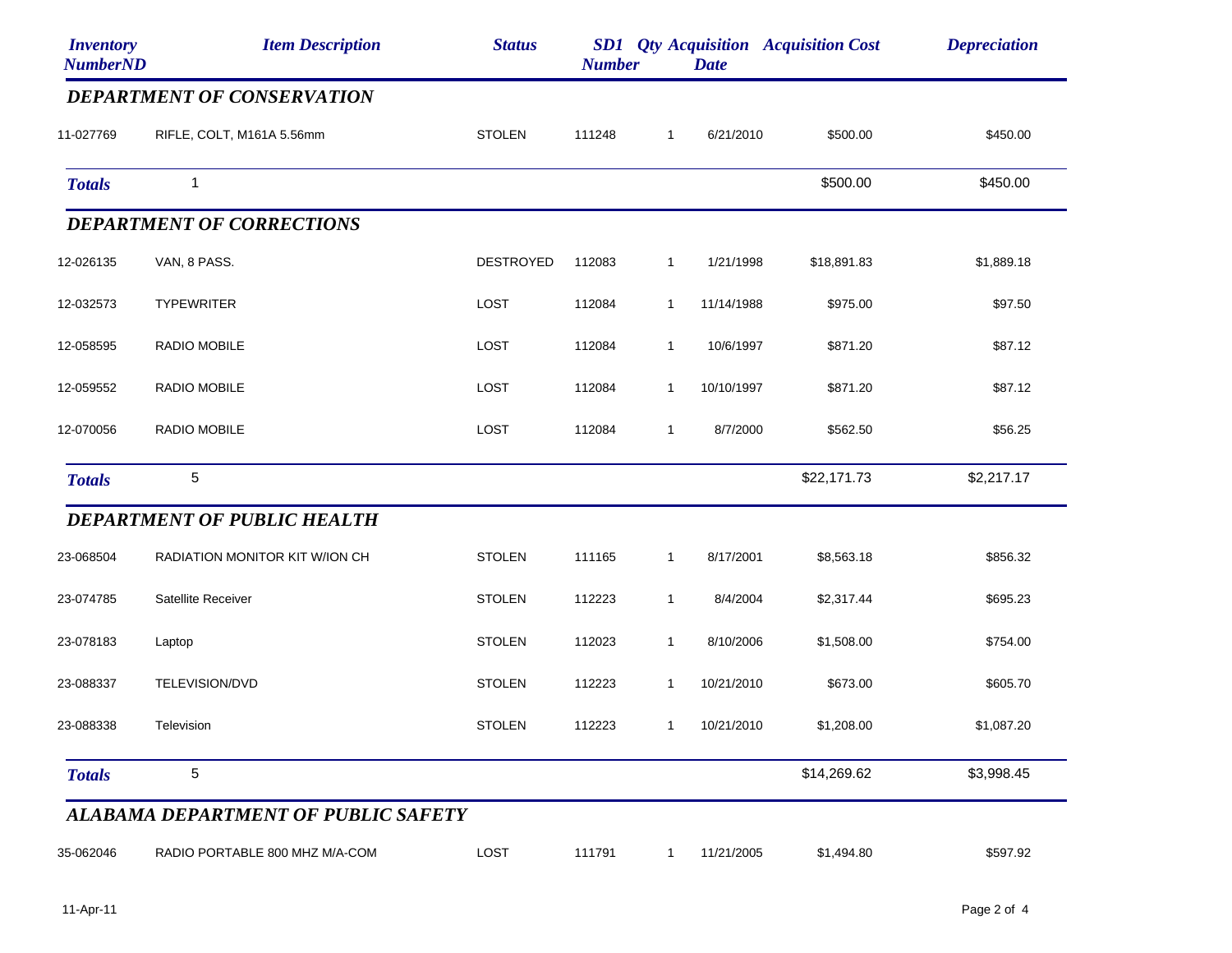| Inventory NumberND | Item Description | Status | SD1 Number | Qty | Acquisition Date | Acquisition Cost | Depreciation |
|---|---|---|---|---|---|---|---|
| ***DEPARTMENT OF CONSERVATION*** | | | | | | | |
| 11-027769 | RIFLE, COLT, M161A 5.56mm | STOLEN | 111248 | 1 | 6/21/2010 | $500.00 | $450.00 |
| ***Totals*** | 1 | | | | | $500.00 | $450.00 |
| ***DEPARTMENT OF CORRECTIONS*** | | | | | | | |
| 12-026135 | VAN, 8 PASS. | DESTROYED | 112083 | 1 | 1/21/1998 | $18,891.83 | $1,889.18 |
| 12-032573 | TYPEWRITER | LOST | 112084 | 1 | 11/14/1988 | $975.00 | $97.50 |
| 12-058595 | RADIO MOBILE | LOST | 112084 | 1 | 10/6/1997 | $871.20 | $87.12 |
| 12-059552 | RADIO MOBILE | LOST | 112084 | 1 | 10/10/1997 | $871.20 | $87.12 |
| 12-070056 | RADIO MOBILE | LOST | 112084 | 1 | 8/7/2000 | $562.50 | $56.25 |
| ***Totals*** | 5 | | | | | $22,171.73 | $2,217.17 |
| ***DEPARTMENT OF PUBLIC HEALTH*** | | | | | | | |
| 23-068504 | RADIATION MONITOR KIT W/ION CH | STOLEN | 111165 | 1 | 8/17/2001 | $8,563.18 | $856.32 |
| 23-074785 | Satellite Receiver | STOLEN | 112223 | 1 | 8/4/2004 | $2,317.44 | $695.23 |
| 23-078183 | Laptop | STOLEN | 112023 | 1 | 8/10/2006 | $1,508.00 | $754.00 |
| 23-088337 | TELEVISION/DVD | STOLEN | 112223 | 1 | 10/21/2010 | $673.00 | $605.70 |
| 23-088338 | Television | STOLEN | 112223 | 1 | 10/21/2010 | $1,208.00 | $1,087.20 |
| ***Totals*** | 5 | | | | | $14,269.62 | $3,998.45 |
| ***ALABAMA DEPARTMENT OF PUBLIC SAFETY*** | | | | | | | |
| 35-062046 | RADIO PORTABLE 800 MHZ M/A-COM | LOST | 111791 | 1 | 11/21/2005 | $1,494.80 | $597.92 |

11-Apr-11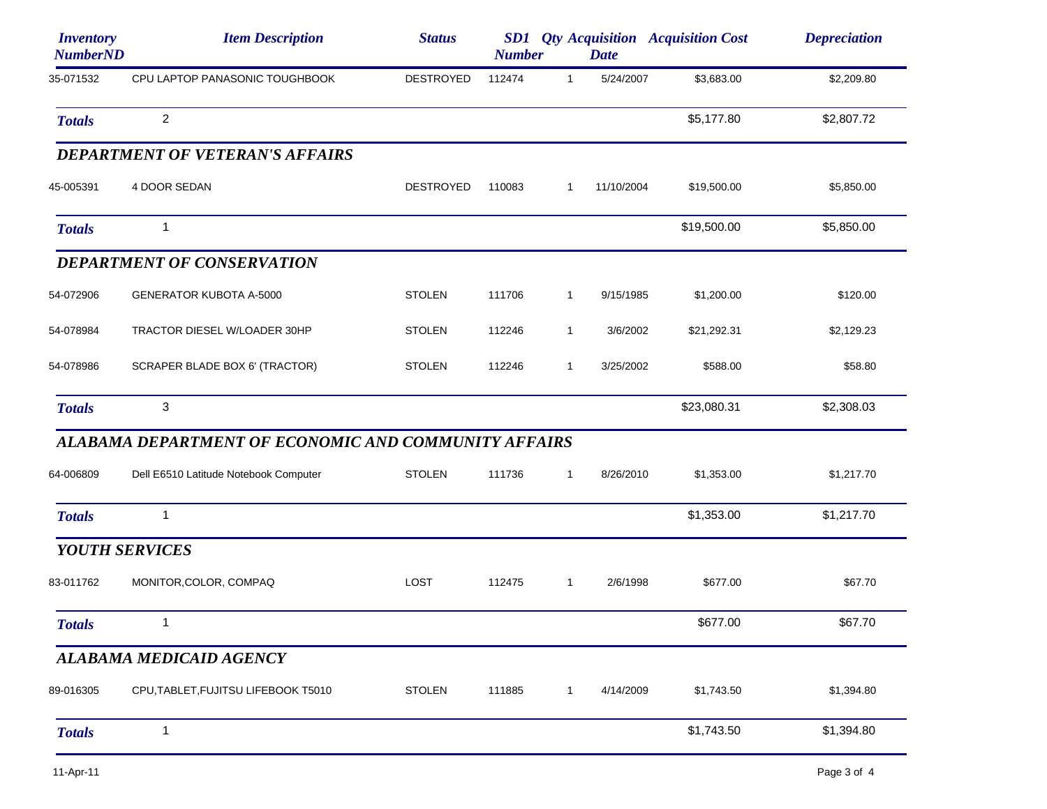| Inventory NumberND | Item Description | Status | SD1 Number | Qty | Acquisition Date | Acquisition Cost | Depreciation |
|---|---|---|---|---|---|---|---|
| 35-071532 | CPU LAPTOP PANASONIC TOUGHBOOK | DESTROYED | 112474 | 1 | 5/24/2007 | $3,683.00 | $2,209.80 |
| ***Totals*** | 2 | | | | | $5,177.80 | $2,807.72 |

### *DEPARTMENT OF VETERAN'S AFFAIRS*

| Inventory NumberND | Item Description | Status | SD1 Number | Qty | Acquisition Date | Acquisition Cost | Depreciation |
|---|---|---|---|---|---|---|---|
| 45-005391 | 4 DOOR SEDAN | DESTROYED | 110083 | 1 | 11/10/2004 | $19,500.00 | $5,850.00 |
| ***Totals*** | 1 | | | | | $19,500.00 | $5,850.00 |

### *DEPARTMENT OF CONSERVATION*

| Inventory NumberND | Item Description | Status | SD1 Number | Qty | Acquisition Date | Acquisition Cost | Depreciation |
|---|---|---|---|---|---|---|---|
| 54-072906 | GENERATOR KUBOTA A-5000 | STOLEN | 111706 | 1 | 9/15/1985 | $1,200.00 | $120.00 |
| 54-078984 | TRACTOR DIESEL W/LOADER 30HP | STOLEN | 112246 | 1 | 3/6/2002 | $21,292.31 | $2,129.23 |
| 54-078986 | SCRAPER BLADE BOX 6' (TRACTOR) | STOLEN | 112246 | 1 | 3/25/2002 | $588.00 | $58.80 |
| ***Totals*** | 3 | | | | | $23,080.31 | $2,308.03 |

### *ALABAMA DEPARTMENT OF ECONOMIC AND COMMUNITY AFFAIRS*

| Inventory NumberND | Item Description | Status | SD1 Number | Qty | Acquisition Date | Acquisition Cost | Depreciation |
|---|---|---|---|---|---|---|---|
| 64-006809 | Dell E6510 Latitude Notebook Computer | STOLEN | 111736 | 1 | 8/26/2010 | $1,353.00 | $1,217.70 |
| ***Totals*** | 1 | | | | | $1,353.00 | $1,217.70 |

### *YOUTH SERVICES*

| Inventory NumberND | Item Description | Status | SD1 Number | Qty | Acquisition Date | Acquisition Cost | Depreciation |
|---|---|---|---|---|---|---|---|
| 83-011762 | MONITOR,COLOR, COMPAQ | LOST | 112475 | 1 | 2/6/1998 | $677.00 | $67.70 |
| ***Totals*** | 1 | | | | | $677.00 | $67.70 |

### *ALABAMA MEDICAID AGENCY*

| Inventory NumberND | Item Description | Status | SD1 Number | Qty | Acquisition Date | Acquisition Cost | Depreciation |
|---|---|---|---|---|---|---|---|
| 89-016305 | CPU,TABLET,FUJITSU LIFEBOOK T5010 | STOLEN | 111885 | 1 | 4/14/2009 | $1,743.50 | $1,394.80 |
| ***Totals*** | 1 | | | | | $1,743.50 | $1,394.80 |

11-Apr-11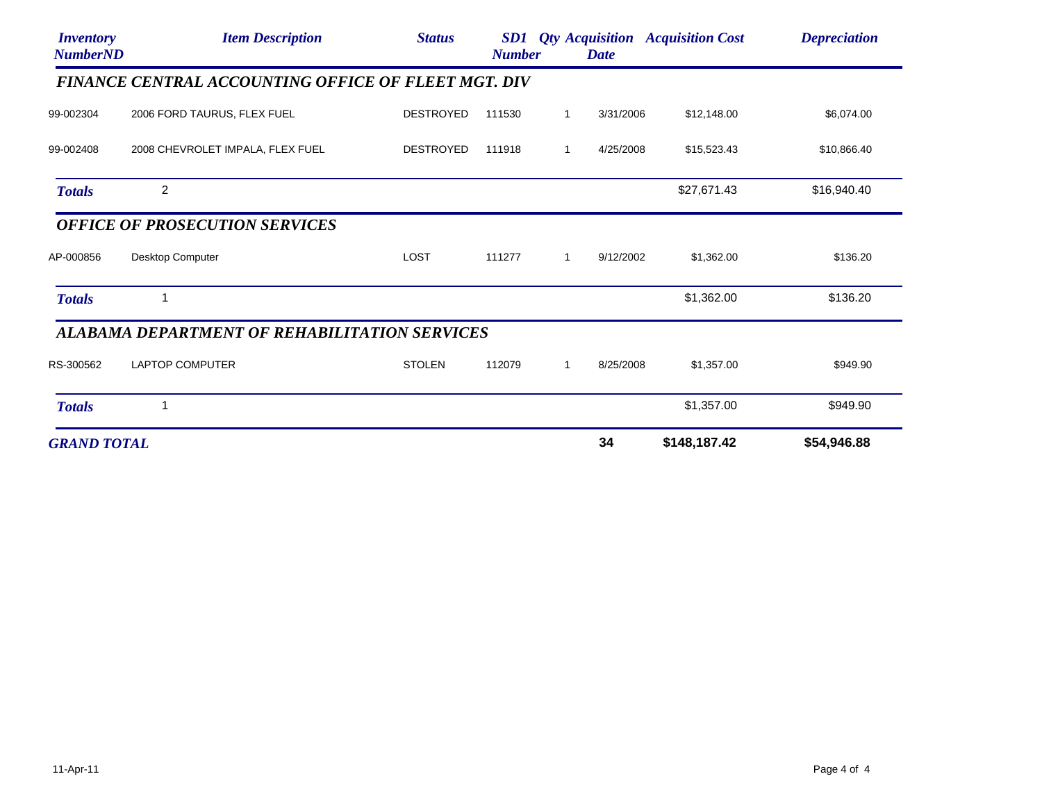| Inventory NumberND | Item Description | Status | SD1 Number | Qty | Acquisition Date | Acquisition Cost | Depreciation |
|---|---|---|---|---|---|---|---|
| ***FINANCE CENTRAL ACCOUNTING OFFICE OF FLEET MGT. DIV*** | | | | | | | |
| 99-002304 | 2006 FORD TAURUS, FLEX FUEL | DESTROYED | 111530 | 1 | 3/31/2006 | $12,148.00 | $6,074.00 |
| 99-002408 | 2008 CHEVROLET IMPALA, FLEX FUEL | DESTROYED | 111918 | 1 | 4/25/2008 | $15,523.43 | $10,866.40 |
| ***Totals*** | 2 | | | | | $27,671.43 | $16,940.40 |
| ***OFFICE OF PROSECUTION SERVICES*** | | | | | | | |
| AP-000856 | Desktop Computer | LOST | 111277 | 1 | 9/12/2002 | $1,362.00 | $136.20 |
| ***Totals*** | 1 | | | | | $1,362.00 | $136.20 |
| ***ALABAMA DEPARTMENT OF REHABILITATION SERVICES*** | | | | | | | |
| RS-300562 | LAPTOP COMPUTER | STOLEN | 112079 | 1 | 8/25/2008 | $1,357.00 | $949.90 |
| ***Totals*** | 1 | | | | | $1,357.00 | $949.90 |
| ***GRAND TOTAL*** | | | | | **34** | **$148,187.42** | **$54,946.88** |

11-Apr-11